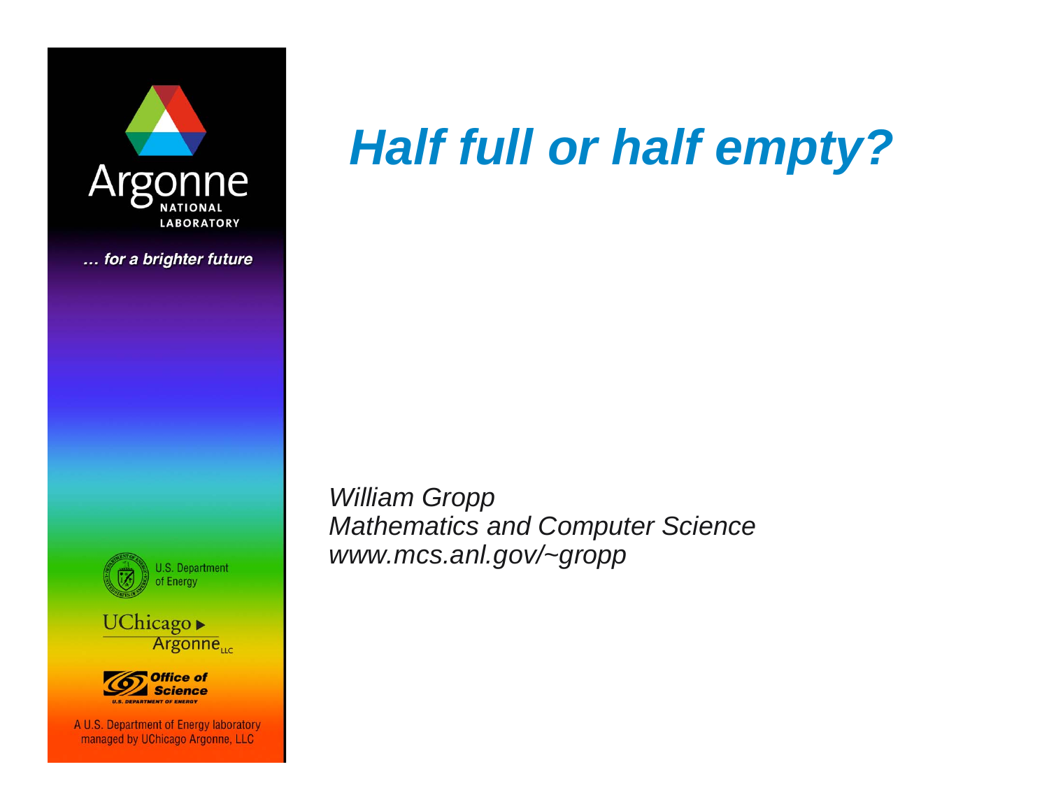# *Half full or half empty?*

*William Gropp*
*Mathematics and Computer Science*
*www.mcs.anl.gov/~gropp*

Argonne NATIONAL LABORATORY

*... for a brighter future*

U.S. Department of Energy

UChicago Argonne LLC

Office of Science
U.S. DEPARTMENT OF ENERGY

A U.S. Department of Energy laboratory managed by UChicago Argonne, LLC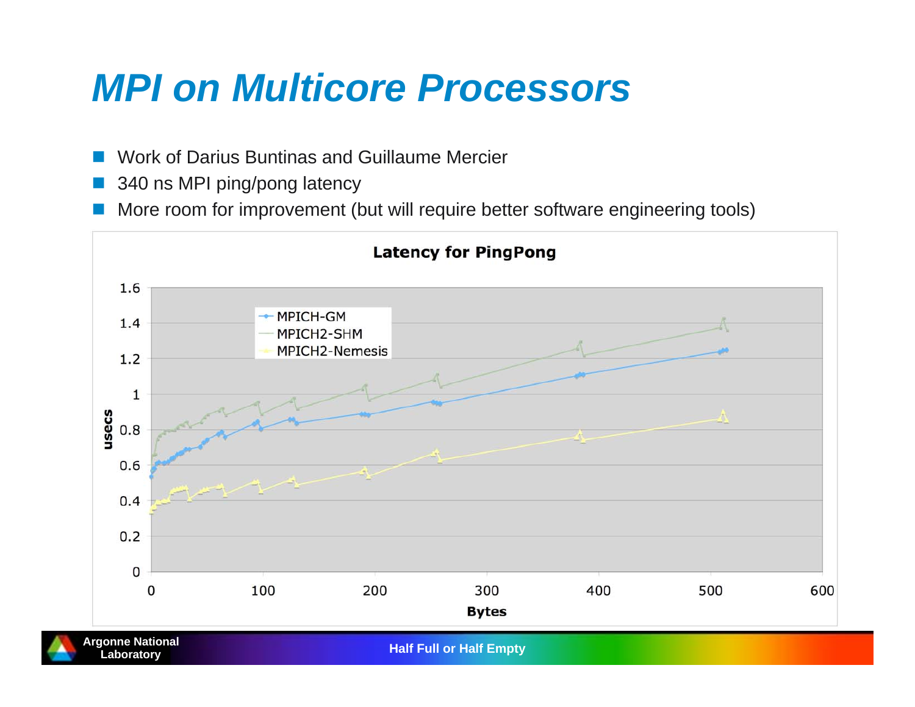# *MPI on Multicore Processors*

- Work of Darius Buntinas and Guillaume Mercier
- 340 ns MPI ping/pong latency
- More room for improvement (but will require better software engineering tools)

**Latency for PingPong**

Legend: MPICH-GM, MPICH2-SHM, MPICH2-Nemesis

Y-axis: usecs (0 to 1.6)

X-axis: Bytes (0 to 600)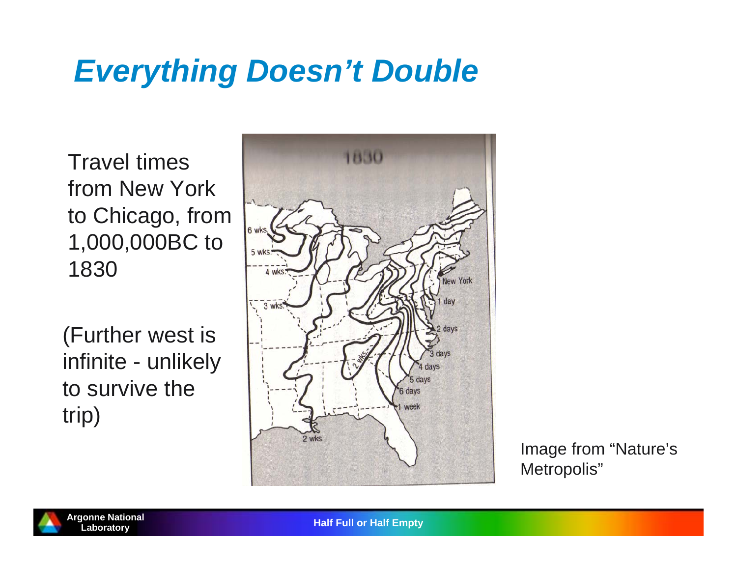# *Everything Doesn't Double*

Travel times from New York to Chicago, from 1,000,000BC to 1830

(Further west is infinite - unlikely to survive the trip)

Image from "Nature's Metropolis"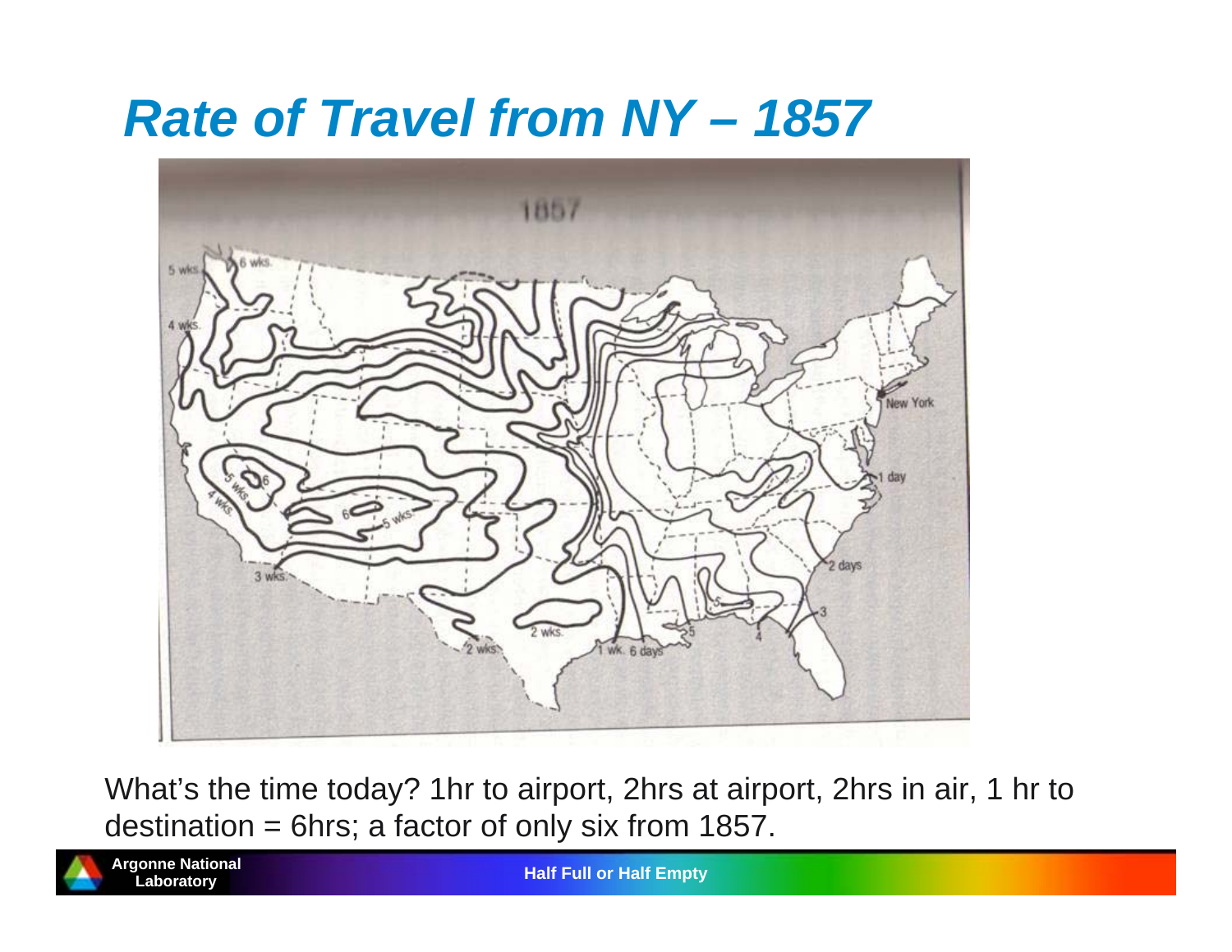# Rate of Travel from NY – 1857

What's the time today? 1hr to airport, 2hrs at airport, 2hrs in air, 1 hr to destination = 6hrs; a factor of only six from 1857.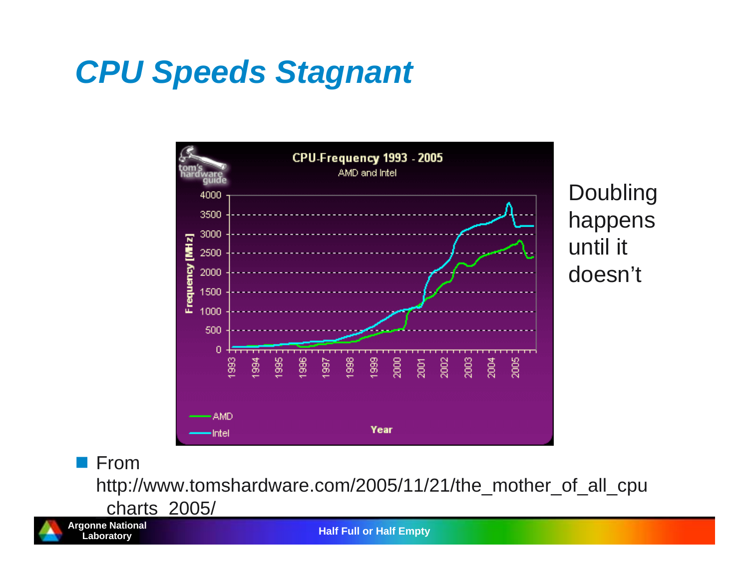# CPU Speeds Stagnant

Doubling happens until it doesn't

- From http://www.tomshardware.com/2005/11/21/the_mother_of_all_cpu charts_2005/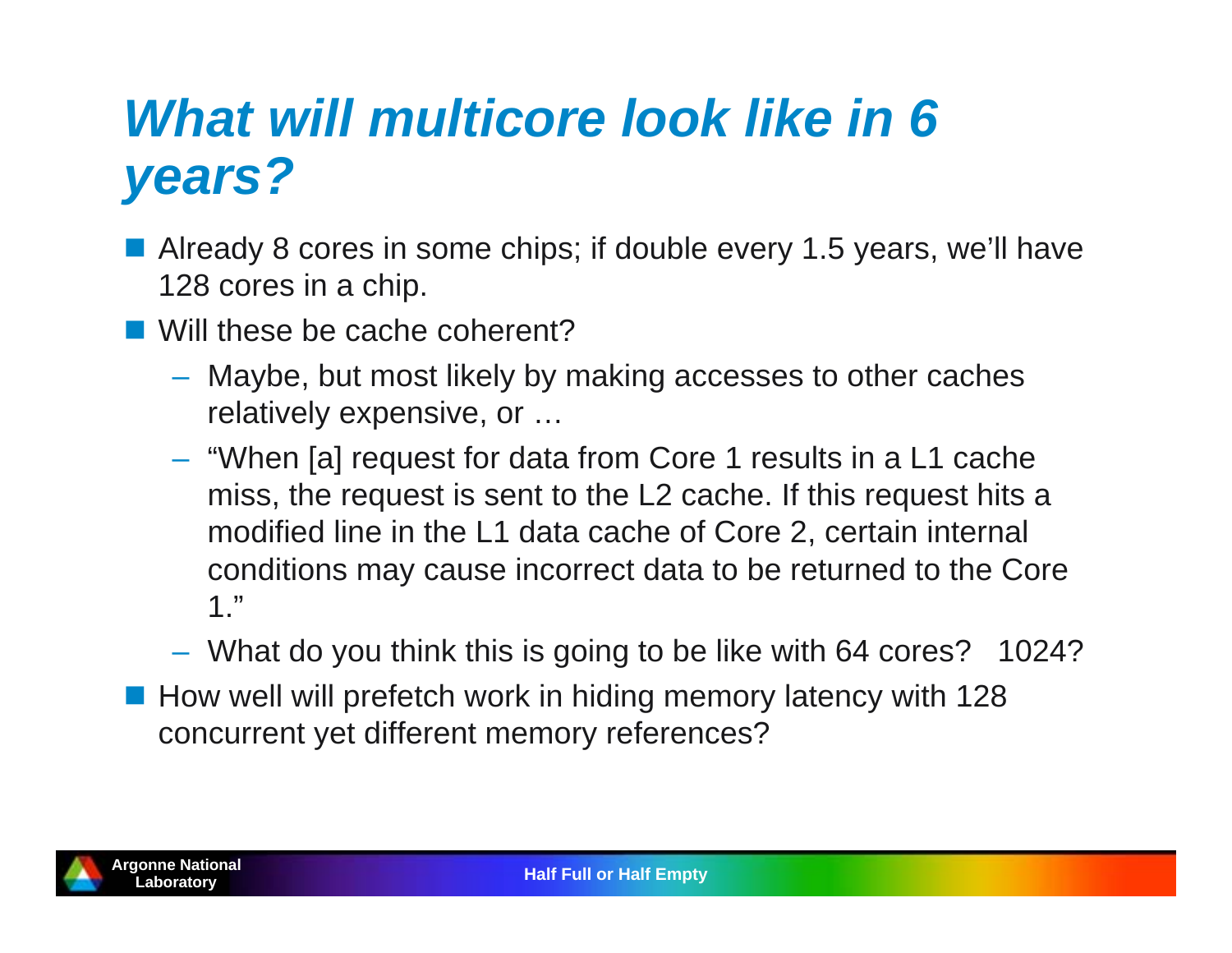# *What will multicore look like in 6 years?*

- Already 8 cores in some chips; if double every 1.5 years, we'll have 128 cores in a chip.
- Will these be cache coherent?
  - Maybe, but most likely by making accesses to other caches relatively expensive, or …
  - "When [a] request for data from Core 1 results in a L1 cache miss, the request is sent to the L2 cache. If this request hits a modified line in the L1 data cache of Core 2, certain internal conditions may cause incorrect data to be returned to the Core 1."
  - What do you think this is going to be like with 64 cores?   1024?
- How well will prefetch work in hiding memory latency with 128 concurrent yet different memory references?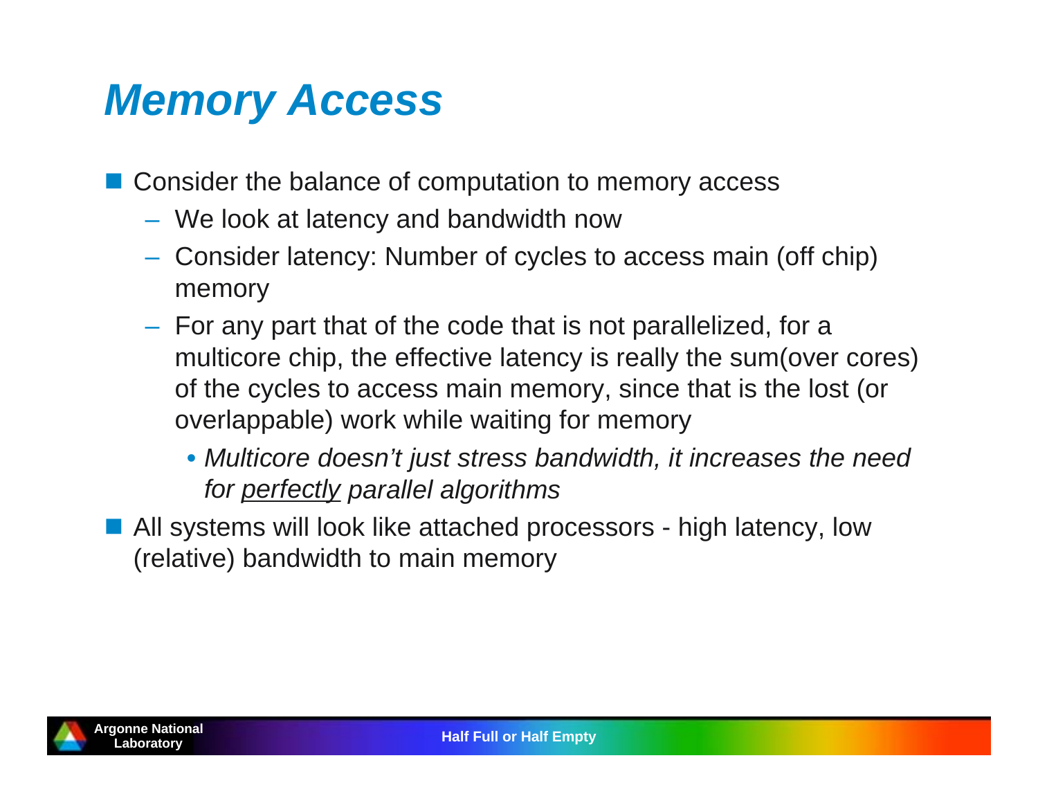# Memory Access

- Consider the balance of computation to memory access
  - We look at latency and bandwidth now
  - Consider latency: Number of cycles to access main (off chip) memory
  - For any part that of the code that is not parallelized, for a multicore chip, the effective latency is really the sum(over cores) of the cycles to access main memory, since that is the lost (or overlappable) work while waiting for memory
    - *Multicore doesn't just stress bandwidth, it increases the need for <u>perfectly</u> parallel algorithms*
- All systems will look like attached processors - high latency, low (relative) bandwidth to main memory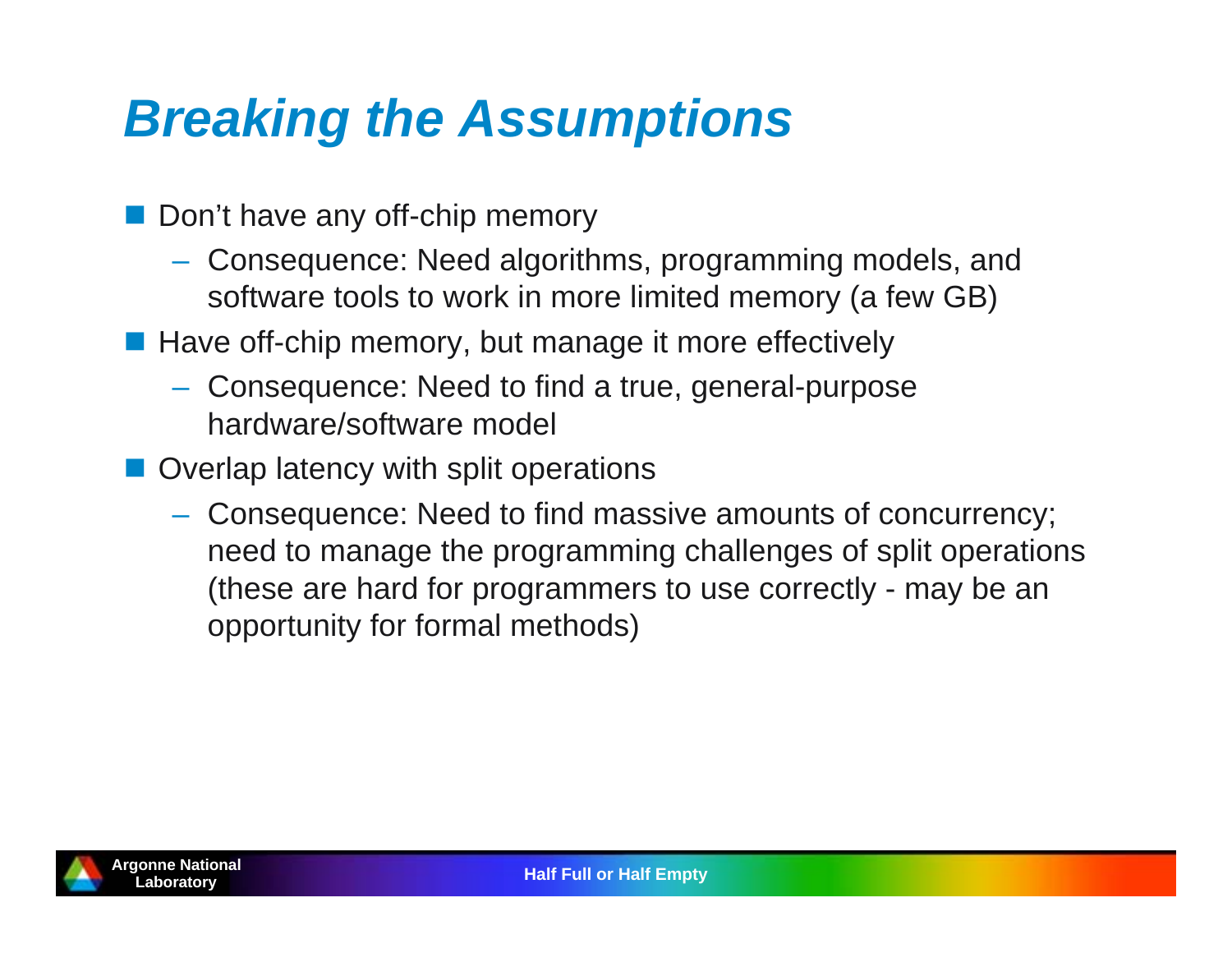# Breaking the Assumptions

- Don’t have any off-chip memory
  - Consequence: Need algorithms, programming models, and software tools to work in more limited memory (a few GB)
- Have off-chip memory, but manage it more effectively
  - Consequence: Need to find a true, general-purpose hardware/software model
- Overlap latency with split operations
  - Consequence: Need to find massive amounts of concurrency; need to manage the programming challenges of split operations (these are hard for programmers to use correctly - may be an opportunity for formal methods)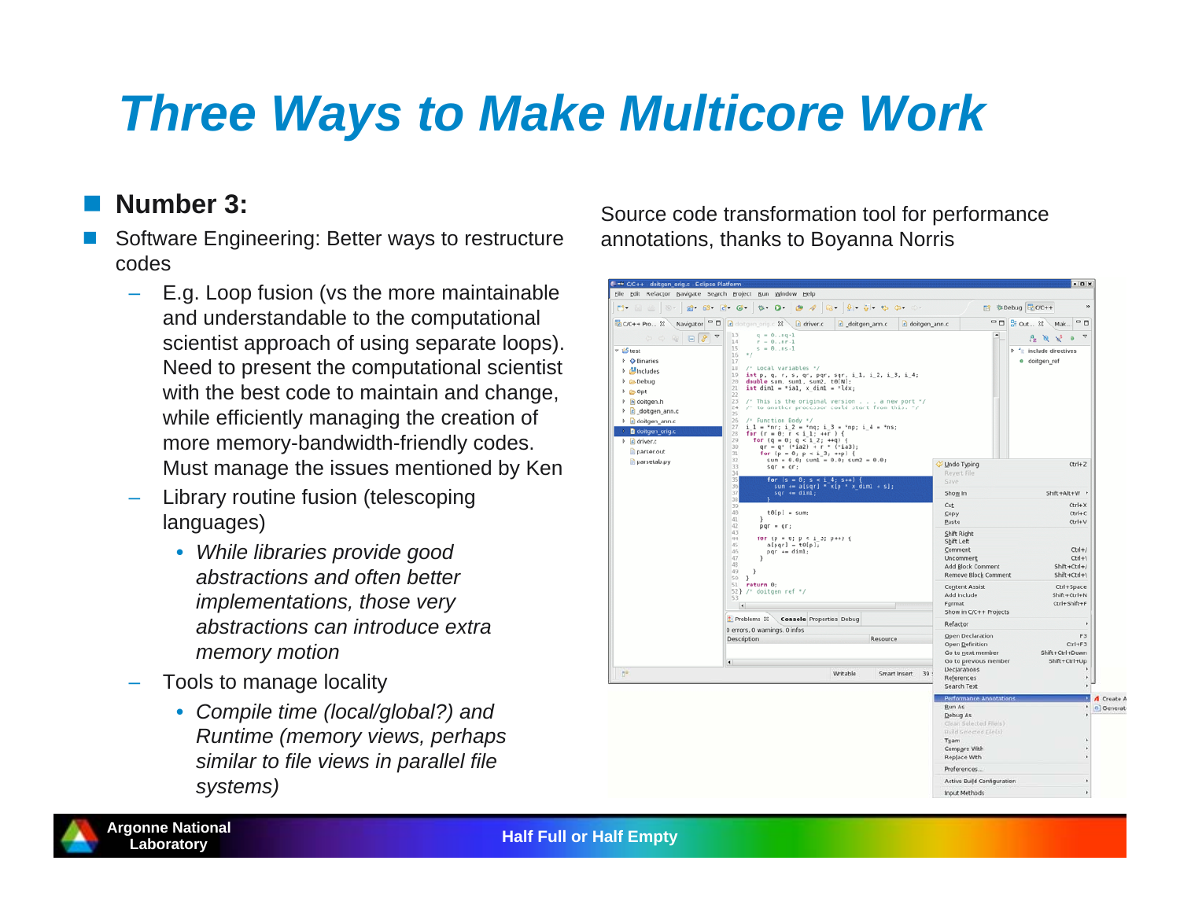# Three Ways to Make Multicore Work

- **Number 3:**
- Software Engineering: Better ways to restructure codes
  - E.g. Loop fusion (vs the more maintainable and understandable to the computational scientist approach of using separate loops). Need to present the computational scientist with the best code to maintain and change, while efficiently managing the creation of more memory-bandwidth-friendly codes. Must manage the issues mentioned by Ken
  - Library routine fusion (telescoping languages)
    - *While libraries provide good abstractions and often better implementations, those very abstractions can introduce extra memory motion*
  - Tools to manage locality
    - *Compile time (local/global?) and Runtime (memory views, perhaps similar to file views in parallel file systems)*

Source code transformation tool for performance annotations, thanks to Boyanna Norris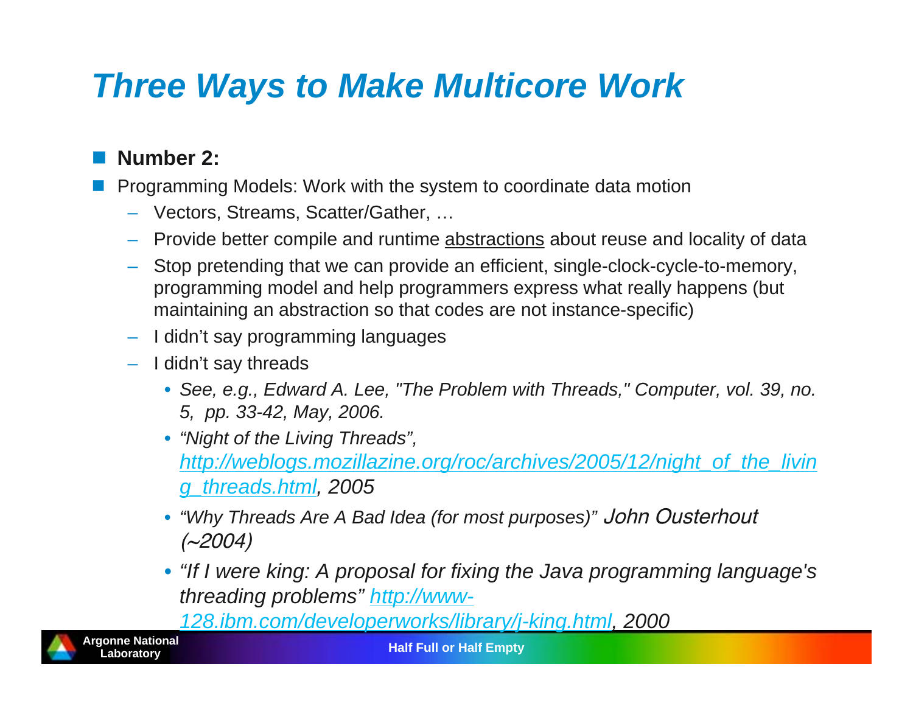# Three Ways to Make Multicore Work

- **Number 2:**
- Programming Models: Work with the system to coordinate data motion
  - Vectors, Streams, Scatter/Gather, …
  - Provide better compile and runtime abstractions about reuse and locality of data
  - Stop pretending that we can provide an efficient, single-clock-cycle-to-memory, programming model and help programmers express what really happens (but maintaining an abstraction so that codes are not instance-specific)
  - I didn't say programming languages
  - I didn't say threads
    - *See, e.g., Edward A. Lee, "The Problem with Threads," Computer, vol. 39, no. 5, pp. 33-42, May, 2006.*
    - *"Night of the Living Threads", http://weblogs.mozillazine.org/roc/archives/2005/12/night_of_the_living_threads.html, 2005*
    - *"Why Threads Are A Bad Idea (for most purposes)" John Ousterhout (~2004)*
    - *"If I were king: A proposal for fixing the Java programming language's threading problems" http://www-128.ibm.com/developerworks/library/j-king.html, 2000*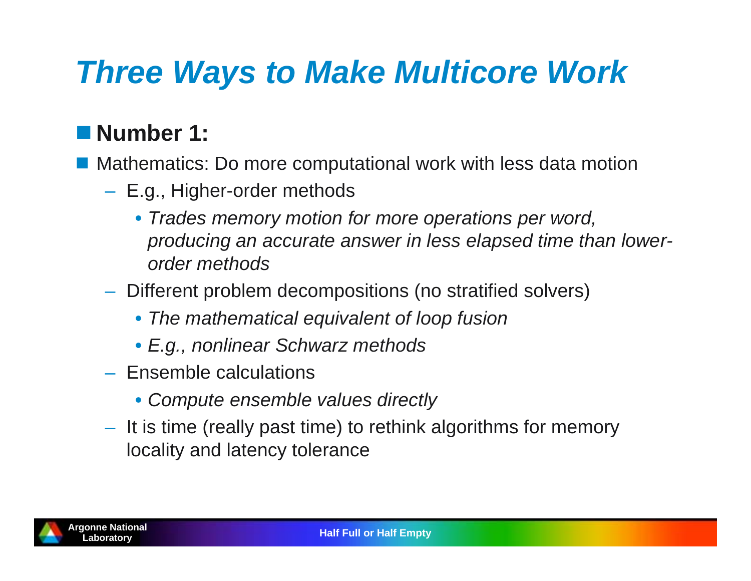# *Three Ways to Make Multicore Work*

- **Number 1:**
- Mathematics: Do more computational work with less data motion
  - E.g., Higher-order methods
    - *Trades memory motion for more operations per word, producing an accurate answer in less elapsed time than lower-order methods*
  - Different problem decompositions (no stratified solvers)
    - *The mathematical equivalent of loop fusion*
    - *E.g., nonlinear Schwarz methods*
  - Ensemble calculations
    - *Compute ensemble values directly*
  - It is time (really past time) to rethink algorithms for memory locality and latency tolerance